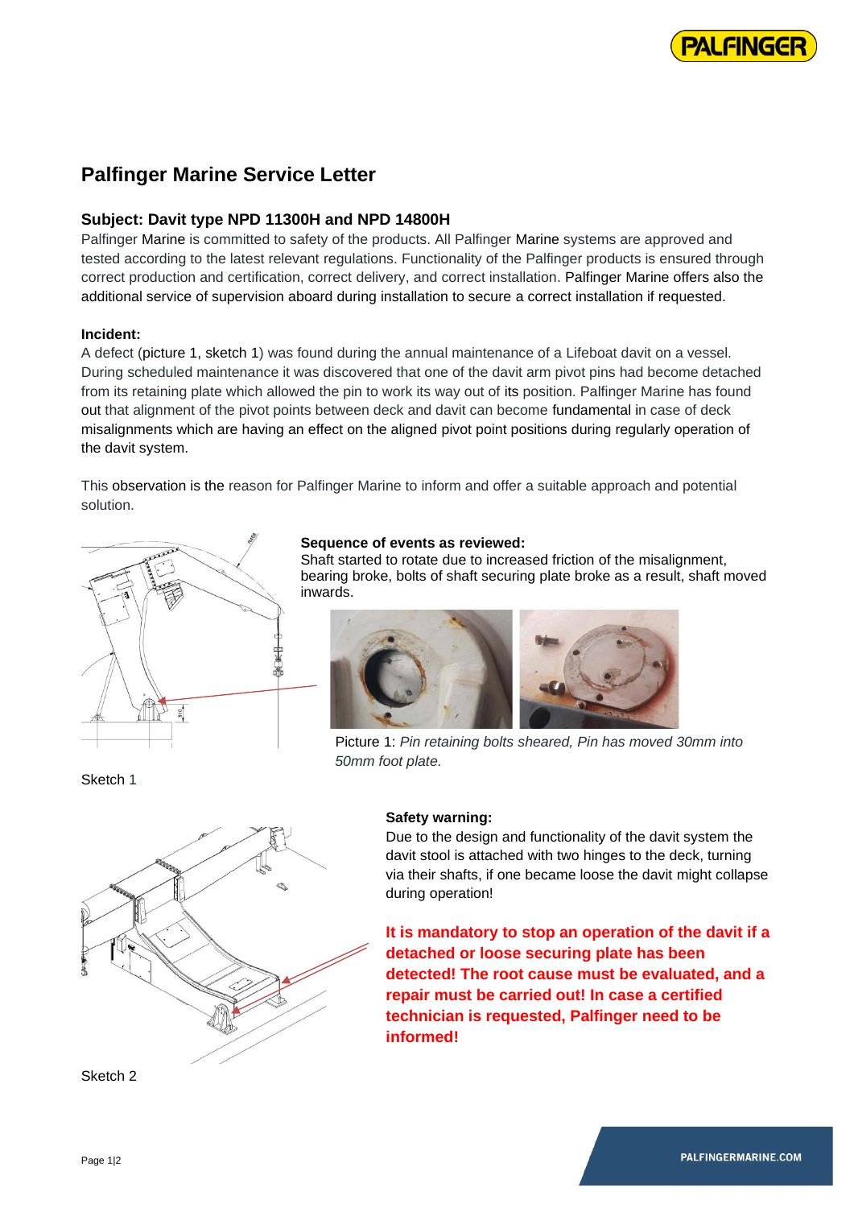# Palfinger Marine Service Letter

## Subject: Davit type NPD 11300H and NPD 14800H

Palfinger Marine is committed to safety of the products. All Palfinger Marine systems are approved and tested according to the latest relevant regulations. Functionality of the Palfinger products is ensured through correct production and certification, correct delivery, and correct installation. Palfinger Marine offers also the additional service of supervision aboard during installation to secure a correct installation if requested.

### Incident:

A defect (picture 1, sketch 1) was found during the annual maintenance of a Lifeboat davit on a vessel. During scheduled maintenance it was discovered that one of the davit arm pivot pins had become detached from its retaining plate which allowed the pin to work its way out of its position. Palfinger Marine has found out that alignment of the pivot points between deck and davit can become fundamental in case of deck misalignments which are having an effect on the aligned pivot point positions during regularly operation of the davit system.

This observation is the reason for Palfinger Marine to inform and offer a suitable approach and potential solution.

**Sequence of events as reviewed:**
Shaft started to rotate due to increased friction of the misalignment, bearing broke, bolts of shaft securing plate broke as a result, shaft moved inwards.

Picture 1: *Pin retaining bolts sheared, Pin has moved 30mm into 50mm foot plate.*

Sketch 1

**Safety warning:**
Due to the design and functionality of the davit system the davit stool is attached with two hinges to the deck, turning via their shafts, if one became loose the davit might collapse during operation!

**It is mandatory to stop an operation of the davit if a detached or loose securing plate has been detected! The root cause must be evaluated, and a repair must be carried out! In case a certified technician is requested, Palfinger need to be informed!**

Sketch 2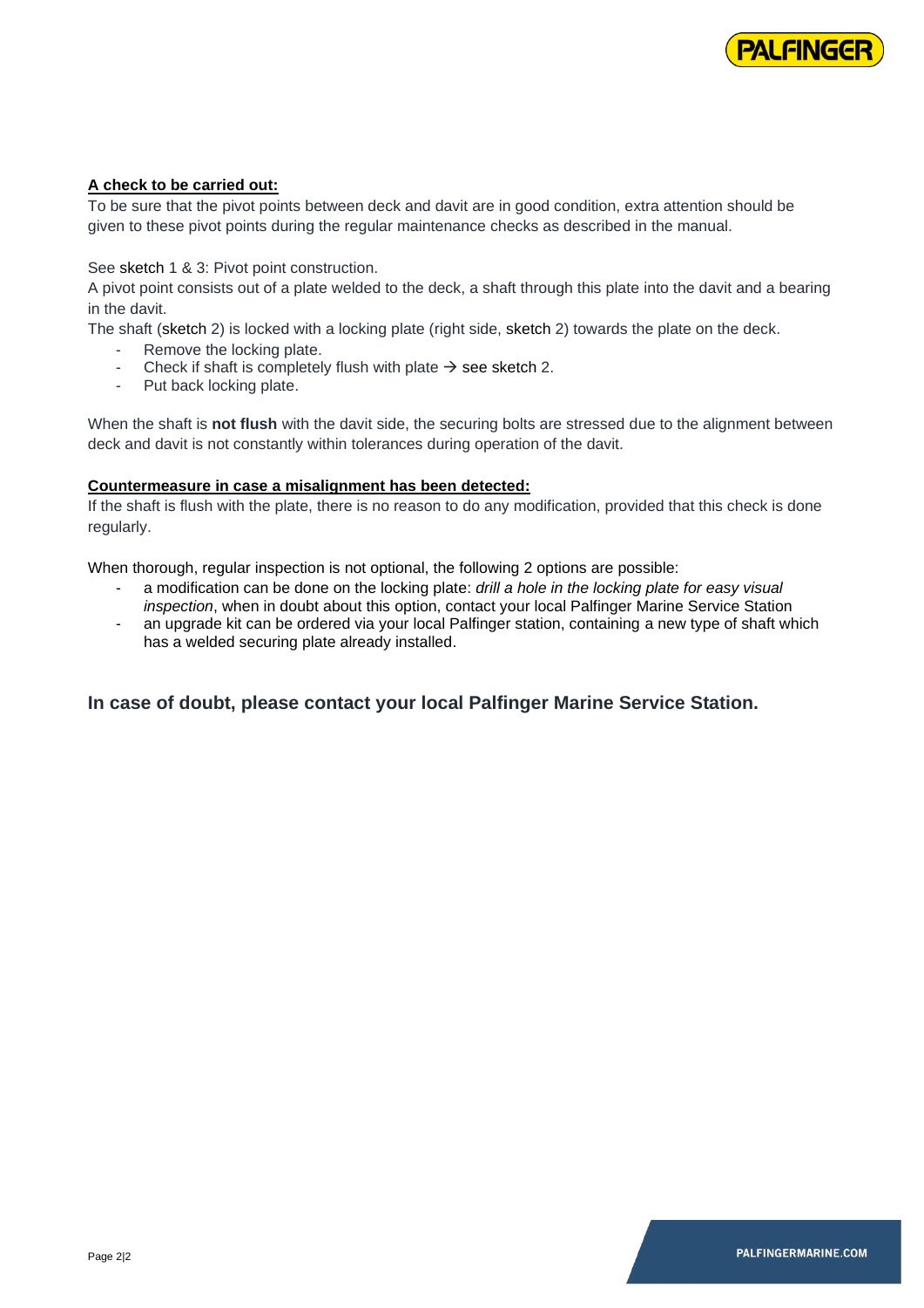**<u>A check to be carried out:</u>**

To be sure that the pivot points between deck and davit are in good condition, extra attention should be given to these pivot points during the regular maintenance checks as described in the manual.

See sketch 1 & 3: Pivot point construction.

A pivot point consists out of a plate welded to the deck, a shaft through this plate into the davit and a bearing in the davit.

The shaft (sketch 2) is locked with a locking plate (right side, sketch 2) towards the plate on the deck.

- Remove the locking plate.
- Check if shaft is completely flush with plate → see sketch 2.
- Put back locking plate.

When the shaft is **not flush** with the davit side, the securing bolts are stressed due to the alignment between deck and davit is not constantly within tolerances during operation of the davit.

**<u>Countermeasure in case a misalignment has been detected:</u>**

If the shaft is flush with the plate, there is no reason to do any modification, provided that this check is done regularly.

When thorough, regular inspection is not optional, the following 2 options are possible:

- a modification can be done on the locking plate: *drill a hole in the locking plate for easy visual inspection*, when in doubt about this option, contact your local Palfinger Marine Service Station
- an upgrade kit can be ordered via your local Palfinger station, containing a new type of shaft which has a welded securing plate already installed.

### In case of doubt, please contact your local Palfinger Marine Service Station.